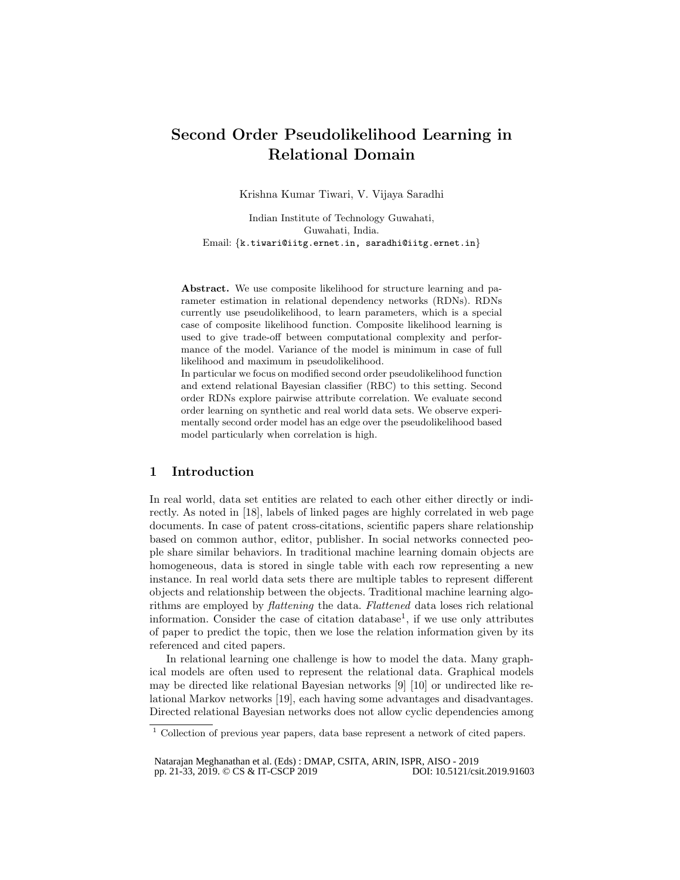# Second Order Pseudolikelihood Learning in Relational Domain

Krishna Kumar Tiwari, V. Vijaya Saradhi

Indian Institute of Technology Guwahati,
Guwahati, India.
Email: {k.tiwari@iitg.ernet.in, saradhi@iitg.ernet.in}

**Abstract.** We use composite likelihood for structure learning and parameter estimation in relational dependency networks (RDNs). RDNs currently use pseudolikelihood, to learn parameters, which is a special case of composite likelihood function. Composite likelihood learning is used to give trade-off between computational complexity and performance of the model. Variance of the model is minimum in case of full likelihood and maximum in pseudolikelihood.
In particular we focus on modified second order pseudolikelihood function and extend relational Bayesian classifier (RBC) to this setting. Second order RDNs explore pairwise attribute correlation. We evaluate second order learning on synthetic and real world data sets. We observe experimentally second order model has an edge over the pseudolikelihood based model particularly when correlation is high.

## 1 Introduction

In real world, data set entities are related to each other either directly or indirectly. As noted in [18], labels of linked pages are highly correlated in web page documents. In case of patent cross-citations, scientific papers share relationship based on common author, editor, publisher. In social networks connected people share similar behaviors. In traditional machine learning domain objects are homogeneous, data is stored in single table with each row representing a new instance. In real world data sets there are multiple tables to represent different objects and relationship between the objects. Traditional machine learning algorithms are employed by *flattening* the data. *Flattened* data loses rich relational information. Consider the case of citation database[1], if we use only attributes of paper to predict the topic, then we lose the relation information given by its referenced and cited papers.

In relational learning one challenge is how to model the data. Many graphical models are often used to represent the relational data. Graphical models may be directed like relational Bayesian networks [9] [10] or undirected like relational Markov networks [19], each having some advantages and disadvantages. Directed relational Bayesian networks does not allow cyclic dependencies among

[1] Collection of previous year papers, data base represent a network of cited papers.

Natarajan Meghanathan et al. (Eds) : DMAP, CSITA, ARIN, ISPR, AISO - 2019
pp. 21-33, 2019. © CS & IT-CSCP 2019 DOI: 10.5121/csit.2019.91603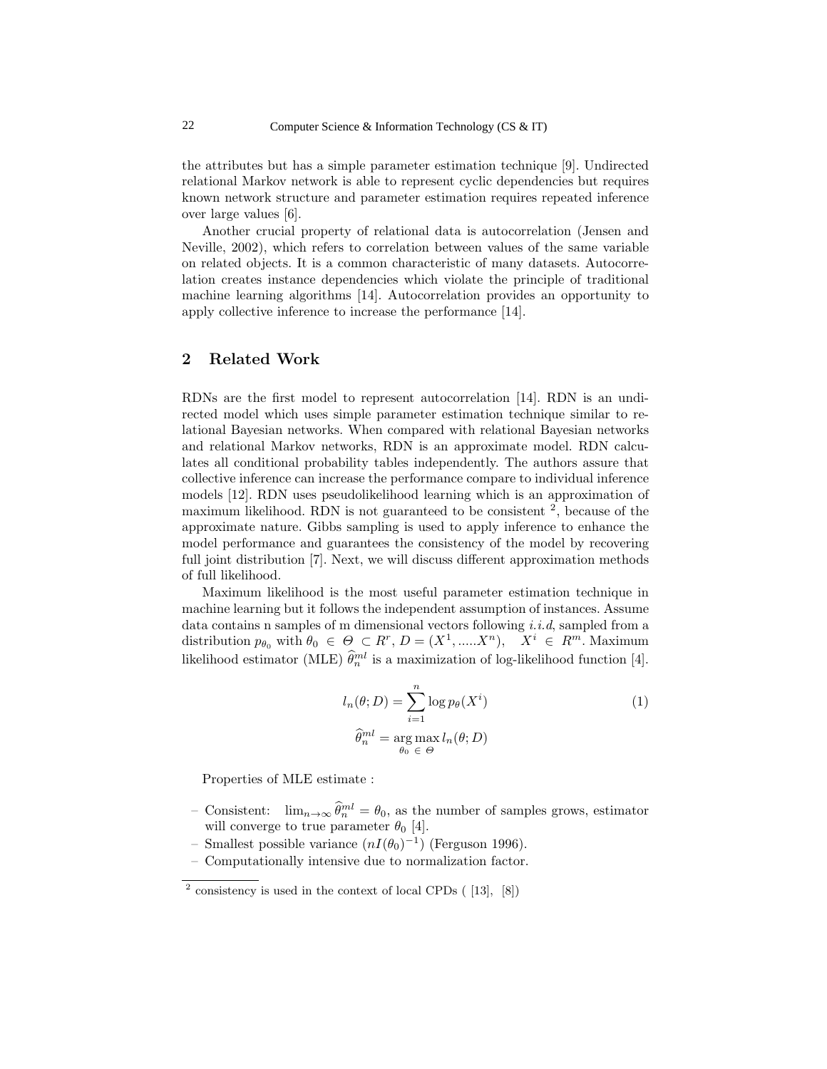the attributes but has a simple parameter estimation technique [9]. Undirected relational Markov network is able to represent cyclic dependencies but requires known network structure and parameter estimation requires repeated inference over large values [6].

Another crucial property of relational data is autocorrelation (Jensen and Neville, 2002), which refers to correlation between values of the same variable on related objects. It is a common characteristic of many datasets. Autocorrelation creates instance dependencies which violate the principle of traditional machine learning algorithms [14]. Autocorrelation provides an opportunity to apply collective inference to increase the performance [14].

## 2 Related Work

RDNs are the first model to represent autocorrelation [14]. RDN is an undirected model which uses simple parameter estimation technique similar to relational Bayesian networks. When compared with relational Bayesian networks and relational Markov networks, RDN is an approximate model. RDN calculates all conditional probability tables independently. The authors assure that collective inference can increase the performance compare to individual inference models [12]. RDN uses pseudolikelihood learning which is an approximation of maximum likelihood. RDN is not guaranteed to be consistent [2], because of the approximate nature. Gibbs sampling is used to apply inference to enhance the model performance and guarantees the consistency of the model by recovering full joint distribution [7]. Next, we will discuss different approximation methods of full likelihood.

Maximum likelihood is the most useful parameter estimation technique in machine learning but it follows the independent assumption of instances. Assume data contains n samples of m dimensional vectors following *i.i.d*, sampled from a distribution $p_{\theta_0}$ with $\theta_0 \in \Theta \subset R^r$, $D = (X^1, .....X^n)$, $\quad X^i \in R^m$. Maximum likelihood estimator (MLE) $\widehat{\theta}_n^{ml}$ is a maximization of log-likelihood function [4].

$$l_n(\theta; D) = \sum_{i=1}^{n} \log p_\theta(X^i) \tag{1}$$

$$\widehat{\theta}_n^{ml} = \underset{\theta_0 \,\in\, \Theta}{\arg\max}\, l_n(\theta; D)$$

Properties of MLE estimate :

- Consistent: $\lim_{n\to\infty} \widehat{\theta}_n^{ml} = \theta_0$, as the number of samples grows, estimator will converge to true parameter $\theta_0$ [4].
- Smallest possible variance $(nI(\theta_0)^{-1})$ (Ferguson 1996).
- Computationally intensive due to normalization factor.

[2] consistency is used in the context of local CPDs ( [13], [8])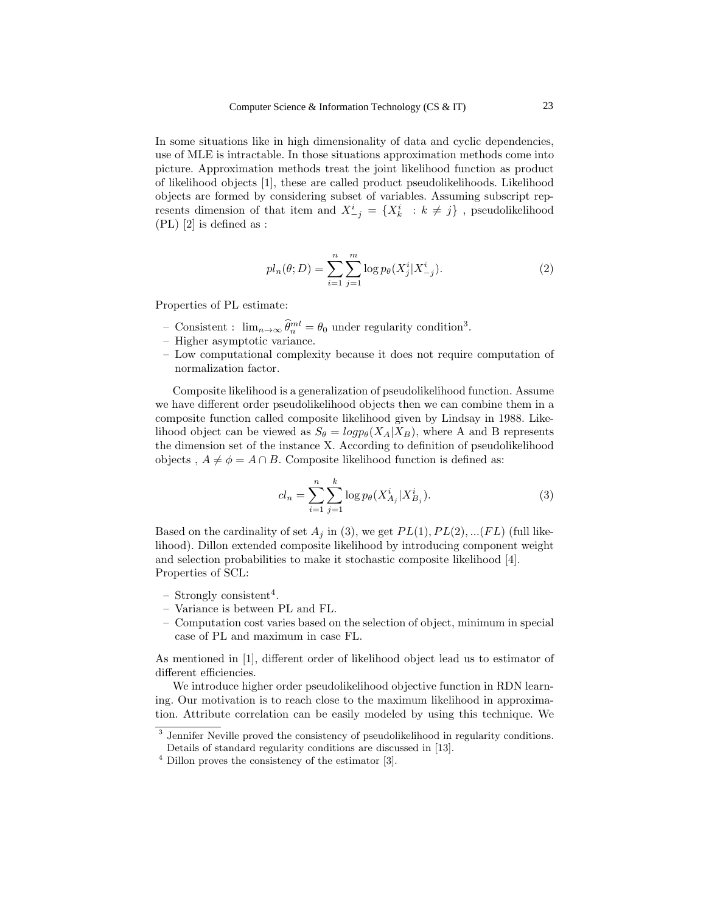In some situations like in high dimensionality of data and cyclic dependencies, use of MLE is intractable. In those situations approximation methods come into picture. Approximation methods treat the joint likelihood function as product of likelihood objects [1], these are called product pseudolikelihoods. Likelihood objects are formed by considering subset of variables. Assuming subscript represents dimension of that item and $X^i_{-j} = \{X^i_k \ : k \neq j\}$ , pseudolikelihood (PL) [2] is defined as :

$$pl_n(\theta; D) = \sum_{i=1}^{n} \sum_{j=1}^{m} \log p_\theta(X^i_j | X^i_{-j}). \tag{2}$$

Properties of PL estimate:

- Consistent : $\lim_{n\to\infty} \widehat{\theta}^{ml}_n = \theta_0$ under regularity condition[3].
- Higher asymptotic variance.
- Low computational complexity because it does not require computation of normalization factor.

Composite likelihood is a generalization of pseudolikelihood function. Assume we have different order pseudolikelihood objects then we can combine them in a composite function called composite likelihood given by Lindsay in 1988. Likelihood object can be viewed as $S_\theta = log p_\theta(X_A | X_B)$, where A and B represents the dimension set of the instance X. According to definition of pseudolikelihood objects , $A \neq \phi = A \cap B$. Composite likelihood function is defined as:

$$cl_n = \sum_{i=1}^{n} \sum_{j=1}^{k} \log p_\theta(X^i_{A_j} | X^i_{B_j}). \tag{3}$$

Based on the cardinality of set $A_j$ in (3), we get $PL(1), PL(2), ...(FL)$ (full likelihood). Dillon extended composite likelihood by introducing component weight and selection probabilities to make it stochastic composite likelihood [4]. Properties of SCL:

- Strongly consistent[4].
- Variance is between PL and FL.
- Computation cost varies based on the selection of object, minimum in special case of PL and maximum in case FL.

As mentioned in [1], different order of likelihood object lead us to estimator of different efficiencies.

We introduce higher order pseudolikelihood objective function in RDN learning. Our motivation is to reach close to the maximum likelihood in approximation. Attribute correlation can be easily modeled by using this technique. We

---

[3] Jennifer Neville proved the consistency of pseudolikelihood in regularity conditions. Details of standard regularity conditions are discussed in [13].

[4] Dillon proves the consistency of the estimator [3].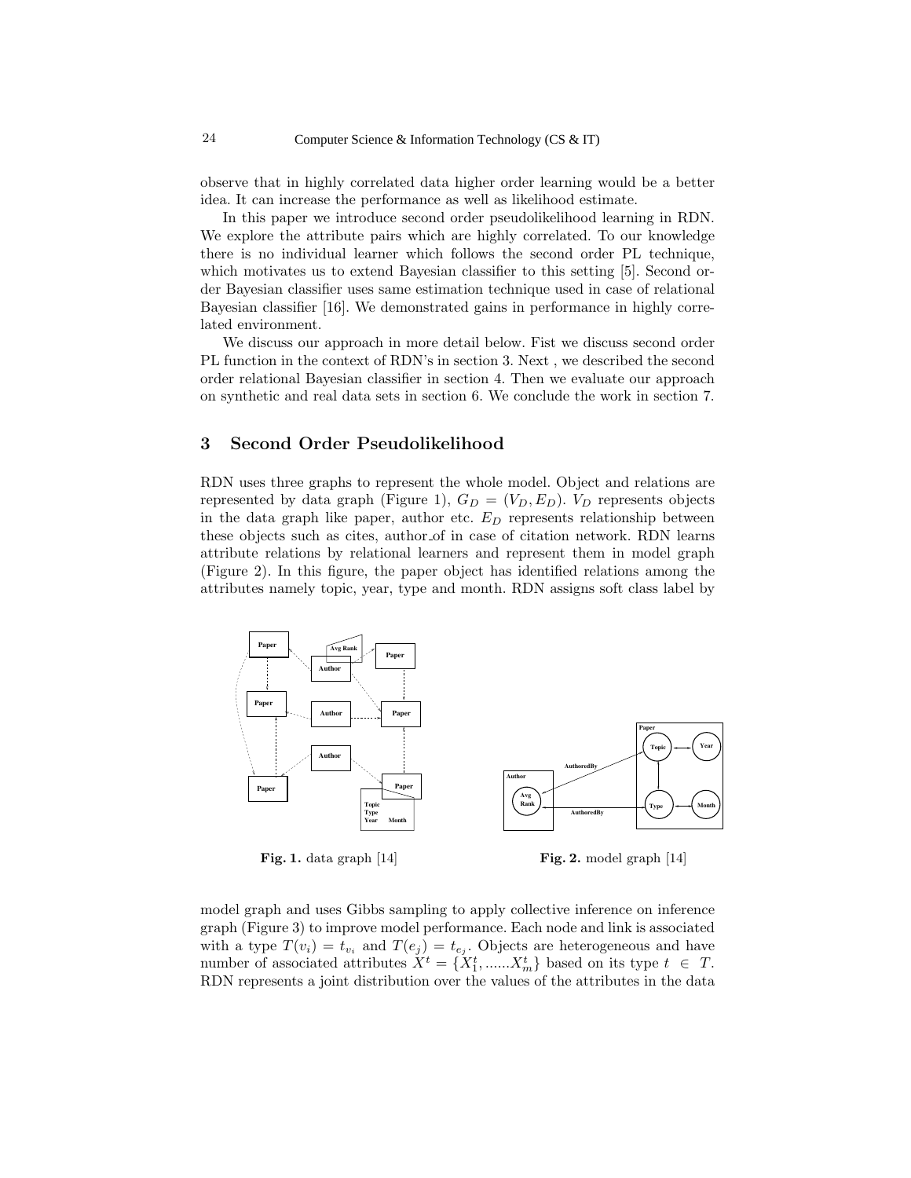observe that in highly correlated data higher order learning would be a better idea. It can increase the performance as well as likelihood estimate.

In this paper we introduce second order pseudolikelihood learning in RDN. We explore the attribute pairs which are highly correlated. To our knowledge there is no individual learner which follows the second order PL technique, which motivates us to extend Bayesian classifier to this setting [5]. Second order Bayesian classifier uses same estimation technique used in case of relational Bayesian classifier [16]. We demonstrated gains in performance in highly correlated environment.

We discuss our approach in more detail below. Fist we discuss second order PL function in the context of RDN's in section 3. Next , we described the second order relational Bayesian classifier in section 4. Then we evaluate our approach on synthetic and real data sets in section 6. We conclude the work in section 7.

## 3 Second Order Pseudolikelihood

RDN uses three graphs to represent the whole model. Object and relations are represented by data graph (Figure 1), $G_D = (V_D, E_D)$. $V_D$ represents objects in the data graph like paper, author etc. $E_D$ represents relationship between these objects such as cites, author_of in case of citation network. RDN learns attribute relations by relational learners and represent them in model graph (Figure 2). In this figure, the paper object has identified relations among the attributes namely topic, year, type and month. RDN assigns soft class label by

**Fig. 1.** data graph [14]

**Fig. 2.** model graph [14]

model graph and uses Gibbs sampling to apply collective inference on inference graph (Figure 3) to improve model performance. Each node and link is associated with a type $T(v_i) = t_{v_i}$ and $T(e_j) = t_{e_j}$. Objects are heterogeneous and have number of associated attributes $X^t = \{X_1^t, ......X_m^t\}$ based on its type $t \in T$. RDN represents a joint distribution over the values of the attributes in the data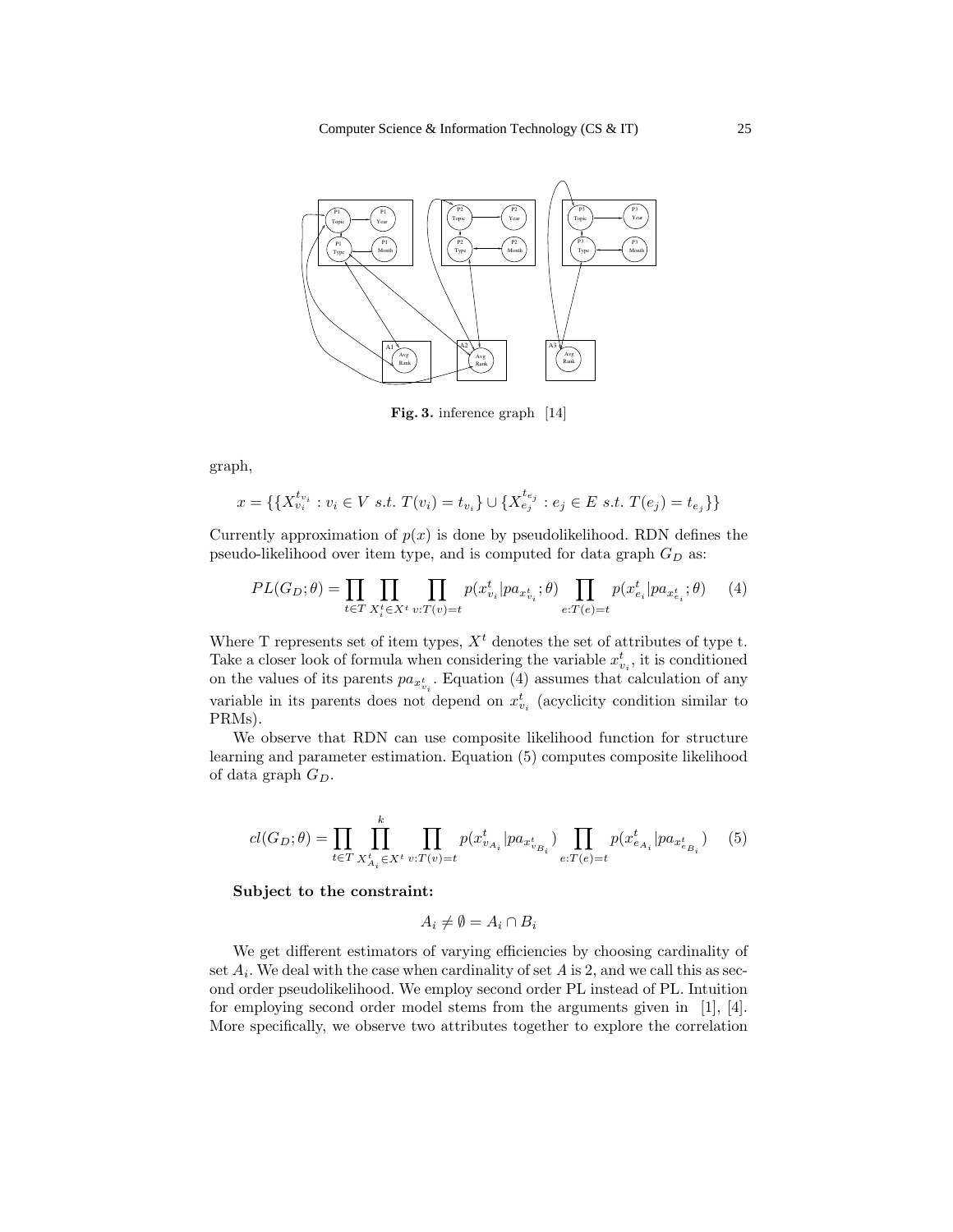**Fig. 3.** inference graph [14]

graph,

$$x = \{\{X_{v_i}^{t_{v_i}} : v_i \in V \ s.t. \ T(v_i) = t_{v_i}\} \cup \{X_{e_j}^{t_{e_j}} : e_j \in E \ s.t. \ T(e_j) = t_{e_j}\}\}$$

Currently approximation of $p(x)$ is done by pseudolikelihood. RDN defines the pseudo-likelihood over item type, and is computed for data graph $G_D$ as:

$$PL(G_D; \theta) = \prod_{t \in T} \prod_{X_i^t \in X^t} \prod_{v : T(v) = t} p(x_{v_i}^t | pa_{x_{v_i}^t}; \theta) \prod_{e : T(e) = t} p(x_{e_i}^t | pa_{x_{e_i}^t}; \theta) \quad (4)$$

Where T represents set of item types, $X^t$ denotes the set of attributes of type t. Take a closer look of formula when considering the variable $x_{v_i}^t$, it is conditioned on the values of its parents $pa_{x_{v_i}^t}$. Equation (4) assumes that calculation of any variable in its parents does not depend on $x_{v_i}^t$ (acyclicity condition similar to PRMs).

We observe that RDN can use composite likelihood function for structure learning and parameter estimation. Equation (5) computes composite likelihood of data graph $G_D$.

$$cl(G_D; \theta) = \prod_{t \in T} \prod_{X_{A_i}^t \in X^t}^{k} \prod_{v : T(v) = t} p(x_{v_{A_i}}^t | pa_{x_{v_{B_i}}^t}) \prod_{e : T(e) = t} p(x_{e_{A_i}}^t | pa_{x_{e_{B_i}}^t}) \quad (5)$$

**Subject to the constraint:**

$$A_i \neq \emptyset = A_i \cap B_i$$

We get different estimators of varying efficiencies by choosing cardinality of set $A_i$. We deal with the case when cardinality of set $A$ is 2, and we call this as second order pseudolikelihood. We employ second order PL instead of PL. Intuition for employing second order model stems from the arguments given in [1], [4]. More specifically, we observe two attributes together to explore the correlation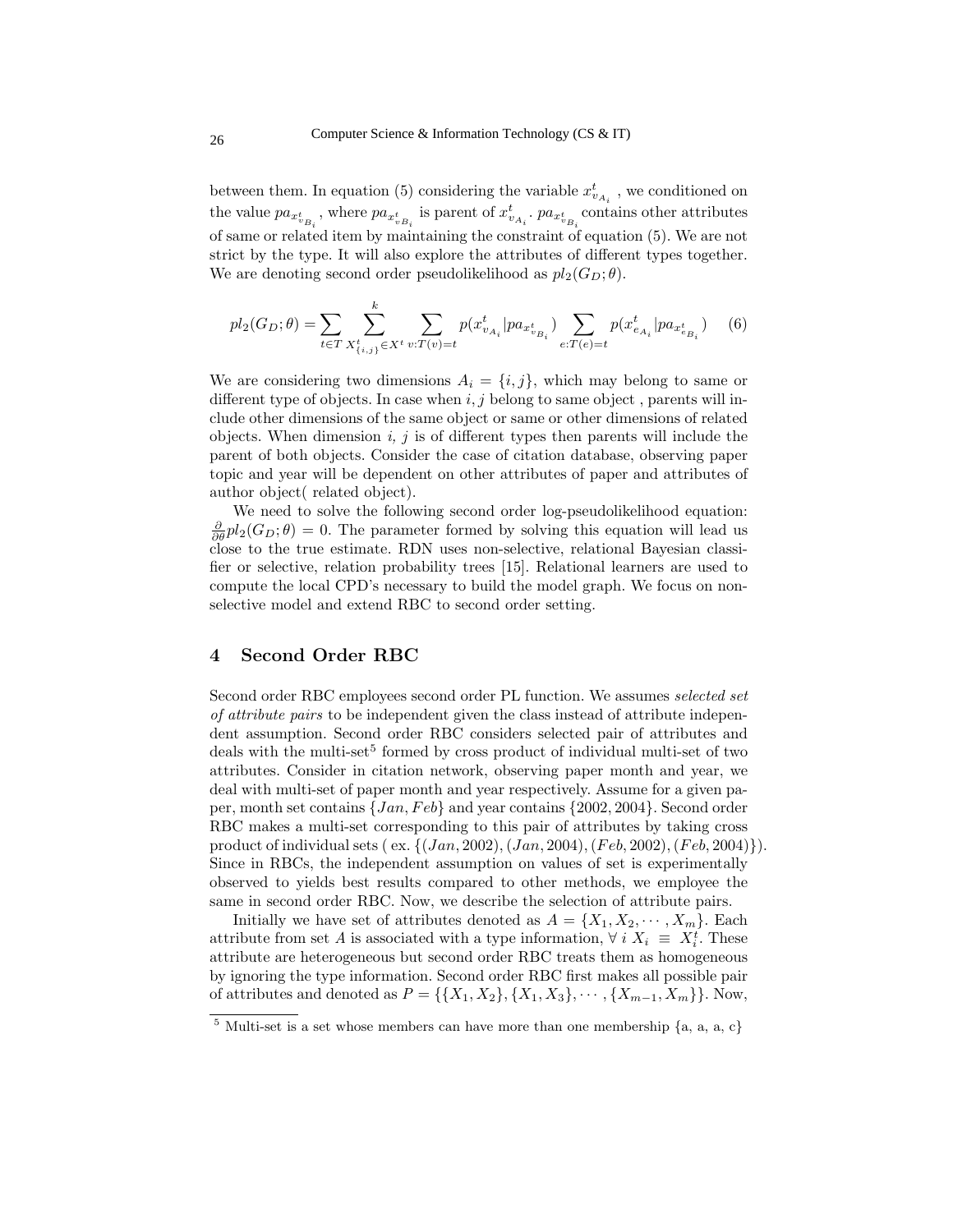between them. In equation (5) considering the variable $x^t_{v_{A_i}}$ , we conditioned on the value $pa_{x^t_{v_{B_i}}}$, where $pa_{x^t_{v_{B_i}}}$ is parent of $x^t_{v_{A_i}}$. $pa_{x^t_{v_{B_i}}}$ contains other attributes of same or related item by maintaining the constraint of equation (5). We are not strict by the type. It will also explore the attributes of different types together. We are denoting second order pseudolikelihood as $pl_2(G_D; \theta)$.

$$pl_2(G_D; \theta) = \sum_{t \in T} \sum_{X^t_{\{i,j\}} \in X^t}^{k} \sum_{v:T(v)=t} p(x^t_{v_{A_i}} | pa_{x^t_{v_{B_i}}}) \sum_{e:T(e)=t} p(x^t_{e_{A_i}} | pa_{x^t_{e_{B_i}}}) \quad (6)$$

We are considering two dimensions $A_i = \{i, j\}$, which may belong to same or different type of objects. In case when $i, j$ belong to same object , parents will include other dimensions of the same object or same or other dimensions of related objects. When dimension $i$, $j$ is of different types then parents will include the parent of both objects. Consider the case of citation database, observing paper topic and year will be dependent on other attributes of paper and attributes of author object( related object).

We need to solve the following second order log-pseudolikelihood equation: $\frac{\partial}{\partial \theta} pl_2(G_D; \theta) = 0$. The parameter formed by solving this equation will lead us close to the true estimate. RDN uses non-selective, relational Bayesian classifier or selective, relation probability trees [15]. Relational learners are used to compute the local CPD's necessary to build the model graph. We focus on non-selective model and extend RBC to second order setting.

## 4 Second Order RBC

Second order RBC employees second order PL function. We assumes *selected set of attribute pairs* to be independent given the class instead of attribute independent assumption. Second order RBC considers selected pair of attributes and deals with the multi-set[5] formed by cross product of individual multi-set of two attributes. Consider in citation network, observing paper month and year, we deal with multi-set of paper month and year respectively. Assume for a given paper, month set contains $\{Jan, Feb\}$ and year contains $\{2002, 2004\}$. Second order RBC makes a multi-set corresponding to this pair of attributes by taking cross product of individual sets ( ex. $\{(Jan, 2002), (Jan, 2004), (Feb, 2002), (Feb, 2004)\}$). Since in RBCs, the independent assumption on values of set is experimentally observed to yields best results compared to other methods, we employee the same in second order RBC. Now, we describe the selection of attribute pairs.

Initially we have set of attributes denoted as $A = \{X_1, X_2, \cdots, X_m\}$. Each attribute from set $A$ is associated with a type information, $\forall\ i\ X_i \equiv X^t_i$. These attribute are heterogeneous but second order RBC treats them as homogeneous by ignoring the type information. Second order RBC first makes all possible pair of attributes and denoted as $P = \{\{X_1, X_2\}, \{X_1, X_3\}, \cdots, \{X_{m-1}, X_m\}\}$. Now,

[5] Multi-set is a set whose members can have more than one membership {a, a, a, c}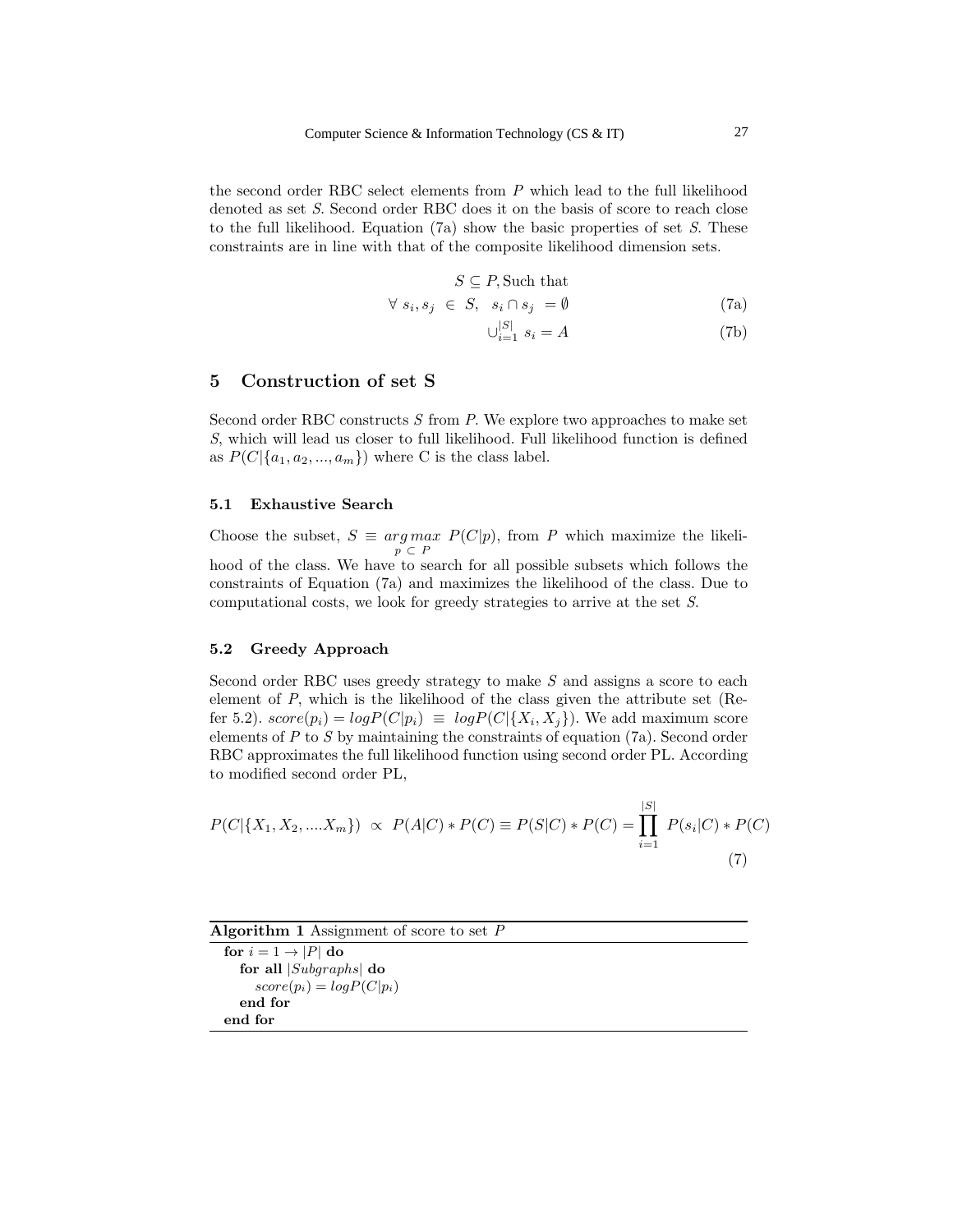the second order RBC select elements from $P$ which lead to the full likelihood denoted as set $S$. Second order RBC does it on the basis of score to reach close to the full likelihood. Equation (7a) show the basic properties of set $S$. These constraints are in line with that of the composite likelihood dimension sets.

$$S \subseteq P, \text{Such that}$$

$$\forall \; s_i, s_j \; \in \; S, \;\; s_i \cap s_j \; = \emptyset \tag{7a}$$

$$\cup_{i=1}^{|S|} \; s_i = A \tag{7b}$$

## 5 Construction of set S

Second order RBC constructs $S$ from $P$. We explore two approaches to make set $S$, which will lead us closer to full likelihood. Full likelihood function is defined as $P(C|\{a_1, a_2, ..., a_m\})$ where C is the class label.

### 5.1 Exhaustive Search

Choose the subset, $S \equiv \underset{p \, \subset \, P}{arg\,max} \; P(C|p)$, from $P$ which maximize the likelihood of the class. We have to search for all possible subsets which follows the constraints of Equation (7a) and maximizes the likelihood of the class. Due to computational costs, we look for greedy strategies to arrive at the set $S$.

### 5.2 Greedy Approach

Second order RBC uses greedy strategy to make $S$ and assigns a score to each element of $P$, which is the likelihood of the class given the attribute set (Refer 5.2). $score(p_i) = logP(C|p_i) \;\equiv\; logP(C|\{X_i, X_j\})$. We add maximum score elements of $P$ to $S$ by maintaining the constraints of equation (7a). Second order RBC approximates the full likelihood function using second order PL. According to modified second order PL,

$$P(C|\{X_1, X_2, ....X_m\}) \;\propto\; P(A|C) * P(C) \equiv P(S|C) * P(C) = \prod_{i=1}^{|S|} \; P(s_i|C) * P(C) \tag{7}$$

**Algorithm 1** Assignment of score to set $P$

```
for i = 1 → |P| do
    for all |Subgraphs| do
        score(p_i) = logP(C|p_i)
    end for
end for
```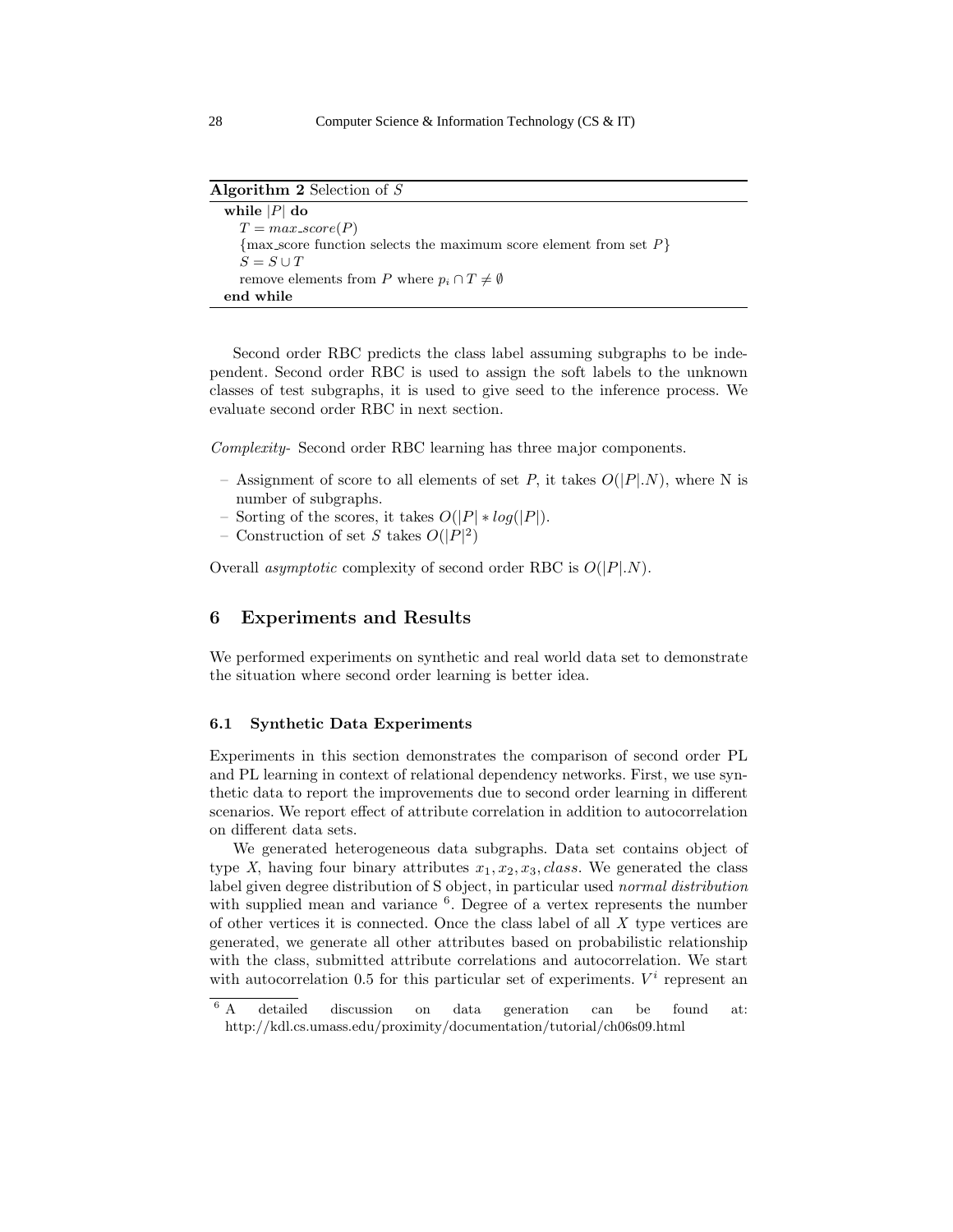**Algorithm 2** Selection of $S$

```
while |P| do
    T = max_score(P)
    {max_score function selects the maximum score element from set P}
    S = S ∪ T
    remove elements from P where p_i ∩ T ≠ ∅
end while
```

Second order RBC predicts the class label assuming subgraphs to be independent. Second order RBC is used to assign the soft labels to the unknown classes of test subgraphs, it is used to give seed to the inference process. We evaluate second order RBC in next section.

*Complexity-* Second order RBC learning has three major components.

- Assignment of score to all elements of set $P$, it takes $O(|P|.N)$, where N is number of subgraphs.
- Sorting of the scores, it takes $O(|P| * log(|P|)$.
- Construction of set $S$ takes $O(|P|^2)$

Overall *asymptotic* complexity of second order RBC is $O(|P|.N)$.

## 6 Experiments and Results

We performed experiments on synthetic and real world data set to demonstrate the situation where second order learning is better idea.

### 6.1 Synthetic Data Experiments

Experiments in this section demonstrates the comparison of second order PL and PL learning in context of relational dependency networks. First, we use synthetic data to report the improvements due to second order learning in different scenarios. We report effect of attribute correlation in addition to autocorrelation on different data sets.

We generated heterogeneous data subgraphs. Data set contains object of type $X$, having four binary attributes $x_1, x_2, x_3, class$. We generated the class label given degree distribution of S object, in particular used *normal distribution* with supplied mean and variance [6]. Degree of a vertex represents the number of other vertices it is connected. Once the class label of all $X$ type vertices are generated, we generate all other attributes based on probabilistic relationship with the class, submitted attribute correlations and autocorrelation. We start with autocorrelation 0.5 for this particular set of experiments. $V^i$ represent an

[6] A detailed discussion on data generation can be found at: http://kdl.cs.umass.edu/proximity/documentation/tutorial/ch06s09.html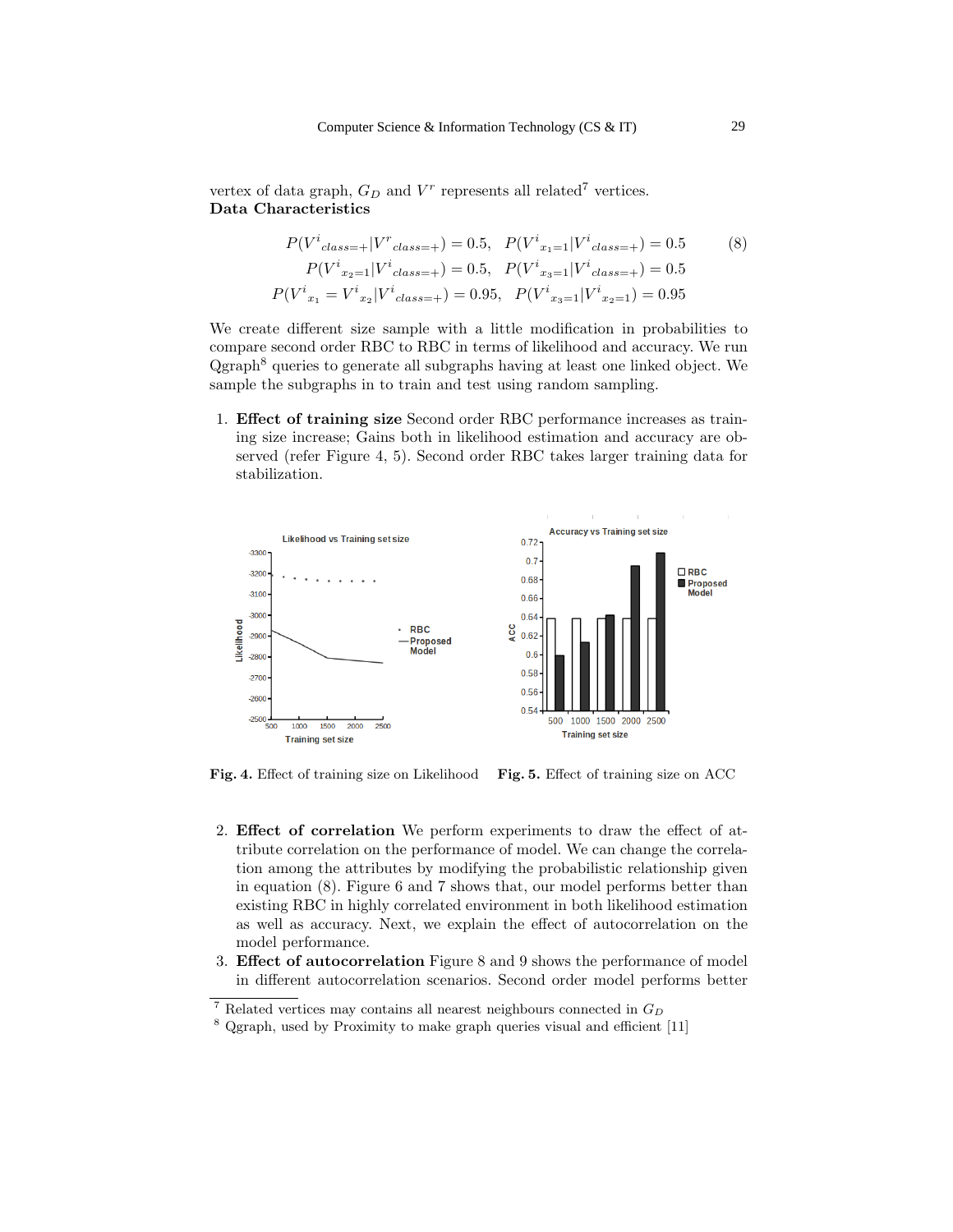vertex of data graph, $G_D$ and $V^r$ represents all related[7] vertices.
**Data Characteristics**

$$
\begin{aligned}
P({V^i}_{class=+}|{V^r}_{class=+}) = 0.5, \quad P({V^i}_{x_1=1}|{V^i}_{class=+}) = 0.5 \\
P({V^i}_{x_2=1}|{V^i}_{class=+}) = 0.5, \quad P({V^i}_{x_3=1}|{V^i}_{class=+}) = 0.5 \\
P({V^i}_{x_1} = {V^i}_{x_2}|{V^i}_{class=+}) = 0.95, \quad P({V^i}_{x_3=1}|{V^i}_{x_2=1}) = 0.95
\end{aligned}
\tag{8}
$$

We create different size sample with a little modification in probabilities to compare second order RBC to RBC in terms of likelihood and accuracy. We run Qgraph[8] queries to generate all subgraphs having at least one linked object. We sample the subgraphs in to train and test using random sampling.

1. **Effect of training size** Second order RBC performance increases as training size increase; Gains both in likelihood estimation and accuracy are observed (refer Figure 4, 5). Second order RBC takes larger training data for stabilization.

**Fig. 4.** Effect of training size on Likelihood

**Fig. 5.** Effect of training size on ACC

2. **Effect of correlation** We perform experiments to draw the effect of attribute correlation on the performance of model. We can change the correlation among the attributes by modifying the probabilistic relationship given in equation (8). Figure 6 and 7 shows that, our model performs better than existing RBC in highly correlated environment in both likelihood estimation as well as accuracy. Next, we explain the effect of autocorrelation on the model performance.
3. **Effect of autocorrelation** Figure 8 and 9 shows the performance of model in different autocorrelation scenarios. Second order model performs better

[7] Related vertices may contains all nearest neighbours connected in $G_D$

[8] Qgraph, used by Proximity to make graph queries visual and efficient [11]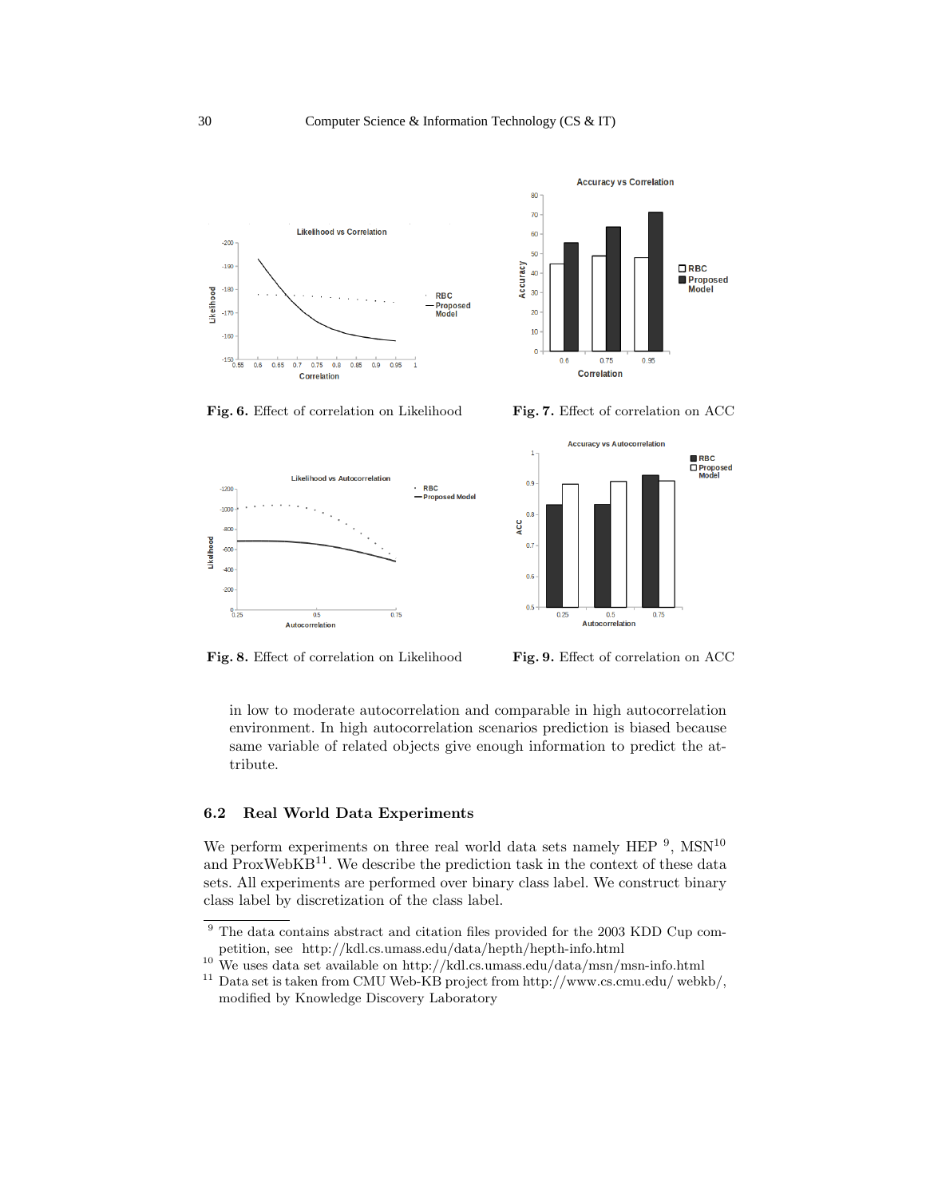Fig. 6. Effect of correlation on Likelihood

Fig. 7. Effect of correlation on ACC

Fig. 8. Effect of correlation on Likelihood

Fig. 9. Effect of correlation on ACC

in low to moderate autocorrelation and comparable in high autocorrelation environment. In high autocorrelation scenarios prediction is biased because same variable of related objects give enough information to predict the attribute.

### 6.2 Real World Data Experiments

We perform experiments on three real world data sets namely HEP [9], MSN[10] and ProxWebKB[11]. We describe the prediction task in the context of these data sets. All experiments are performed over binary class label. We construct binary class label by discretization of the class label.

---

[9] The data contains abstract and citation files provided for the 2003 KDD Cup competition, see http://kdl.cs.umass.edu/data/hepth/hepth-info.html

[10] We uses data set available on http://kdl.cs.umass.edu/data/msn/msn-info.html

[11] Data set is taken from CMU Web-KB project from http://www.cs.cmu.edu/ webkb/, modified by Knowledge Discovery Laboratory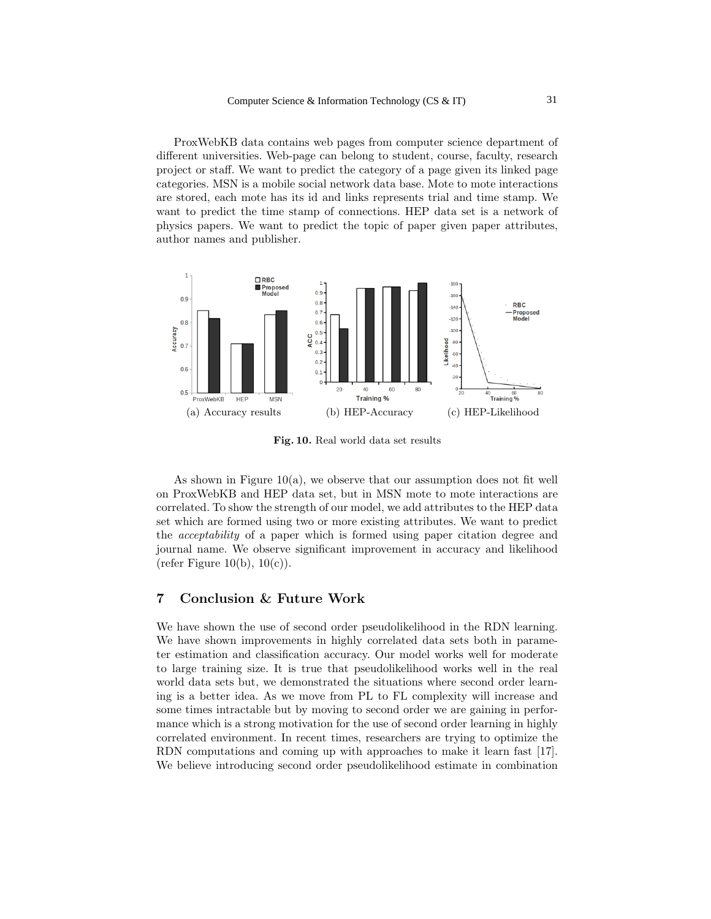ProxWebKB data contains web pages from computer science department of different universities. Web-page can belong to student, course, faculty, research project or staff. We want to predict the category of a page given its linked page categories. MSN is a mobile social network data base. Mote to mote interactions are stored, each mote has its id and links represents trial and time stamp. We want to predict the time stamp of connections. HEP data set is a network of physics papers. We want to predict the topic of paper given paper attributes, author names and publisher.

(a) Accuracy results (b) HEP-Accuracy (c) HEP-Likelihood

**Fig. 10.** Real world data set results

As shown in Figure 10(a), we observe that our assumption does not fit well on ProxWebKB and HEP data set, but in MSN mote to mote interactions are correlated. To show the strength of our model, we add attributes to the HEP data set which are formed using two or more existing attributes. We want to predict the *acceptability* of a paper which is formed using paper citation degree and journal name. We observe significant improvement in accuracy and likelihood (refer Figure 10(b), 10(c)).

## 7 Conclusion & Future Work

We have shown the use of second order pseudolikelihood in the RDN learning. We have shown improvements in highly correlated data sets both in parameter estimation and classification accuracy. Our model works well for moderate to large training size. It is true that pseudolikelihood works well in the real world data sets but, we demonstrated the situations where second order learning is a better idea. As we move from PL to FL complexity will increase and some times intractable but by moving to second order we are gaining in performance which is a strong motivation for the use of second order learning in highly correlated environment. In recent times, researchers are trying to optimize the RDN computations and coming up with approaches to make it learn fast [17]. We believe introducing second order pseudolikelihood estimate in combination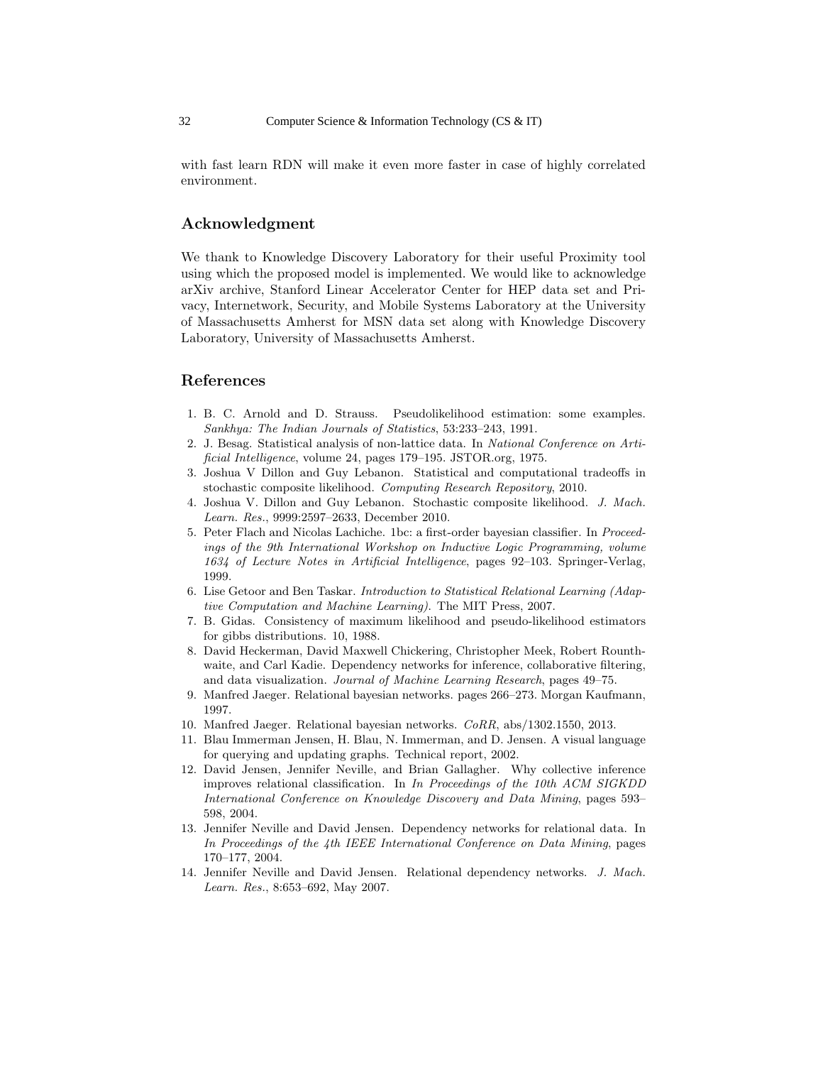with fast learn RDN will make it even more faster in case of highly correlated environment.

## Acknowledgment

We thank to Knowledge Discovery Laboratory for their useful Proximity tool using which the proposed model is implemented. We would like to acknowledge arXiv archive, Stanford Linear Accelerator Center for HEP data set and Privacy, Internetwork, Security, and Mobile Systems Laboratory at the University of Massachusetts Amherst for MSN data set along with Knowledge Discovery Laboratory, University of Massachusetts Amherst.

## References

1. B. C. Arnold and D. Strauss. Pseudolikelihood estimation: some examples. *Sankhya: The Indian Journals of Statistics*, 53:233–243, 1991.
2. J. Besag. Statistical analysis of non-lattice data. In *National Conference on Artificial Intelligence*, volume 24, pages 179–195. JSTOR.org, 1975.
3. Joshua V Dillon and Guy Lebanon. Statistical and computational tradeoffs in stochastic composite likelihood. *Computing Research Repository*, 2010.
4. Joshua V. Dillon and Guy Lebanon. Stochastic composite likelihood. *J. Mach. Learn. Res.*, 9999:2597–2633, December 2010.
5. Peter Flach and Nicolas Lachiche. 1bc: a first-order bayesian classifier. In *Proceedings of the 9th International Workshop on Inductive Logic Programming, volume 1634 of Lecture Notes in Artificial Intelligence*, pages 92–103. Springer-Verlag, 1999.
6. Lise Getoor and Ben Taskar. *Introduction to Statistical Relational Learning (Adaptive Computation and Machine Learning)*. The MIT Press, 2007.
7. B. Gidas. Consistency of maximum likelihood and pseudo-likelihood estimators for gibbs distributions. 10, 1988.
8. David Heckerman, David Maxwell Chickering, Christopher Meek, Robert Rounthwaite, and Carl Kadie. Dependency networks for inference, collaborative filtering, and data visualization. *Journal of Machine Learning Research*, pages 49–75.
9. Manfred Jaeger. Relational bayesian networks. pages 266–273. Morgan Kaufmann, 1997.
10. Manfred Jaeger. Relational bayesian networks. *CoRR*, abs/1302.1550, 2013.
11. Blau Immerman Jensen, H. Blau, N. Immerman, and D. Jensen. A visual language for querying and updating graphs. Technical report, 2002.
12. David Jensen, Jennifer Neville, and Brian Gallagher. Why collective inference improves relational classification. In *In Proceedings of the 10th ACM SIGKDD International Conference on Knowledge Discovery and Data Mining*, pages 593–598, 2004.
13. Jennifer Neville and David Jensen. Dependency networks for relational data. In *In Proceedings of the 4th IEEE International Conference on Data Mining*, pages 170–177, 2004.
14. Jennifer Neville and David Jensen. Relational dependency networks. *J. Mach. Learn. Res.*, 8:653–692, May 2007.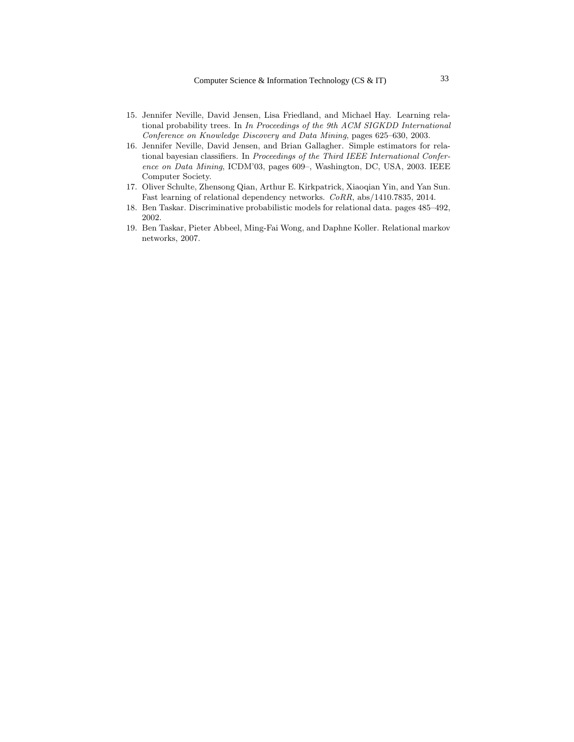15. Jennifer Neville, David Jensen, Lisa Friedland, and Michael Hay. Learning relational probability trees. In *In Proceedings of the 9th ACM SIGKDD International Conference on Knowledge Discovery and Data Mining*, pages 625–630, 2003.
16. Jennifer Neville, David Jensen, and Brian Gallagher. Simple estimators for relational bayesian classifiers. In *Proceedings of the Third IEEE International Conference on Data Mining*, ICDM'03, pages 609–, Washington, DC, USA, 2003. IEEE Computer Society.
17. Oliver Schulte, Zhensong Qian, Arthur E. Kirkpatrick, Xiaoqian Yin, and Yan Sun. Fast learning of relational dependency networks. *CoRR*, abs/1410.7835, 2014.
18. Ben Taskar. Discriminative probabilistic models for relational data. pages 485–492, 2002.
19. Ben Taskar, Pieter Abbeel, Ming-Fai Wong, and Daphne Koller. Relational markov networks, 2007.